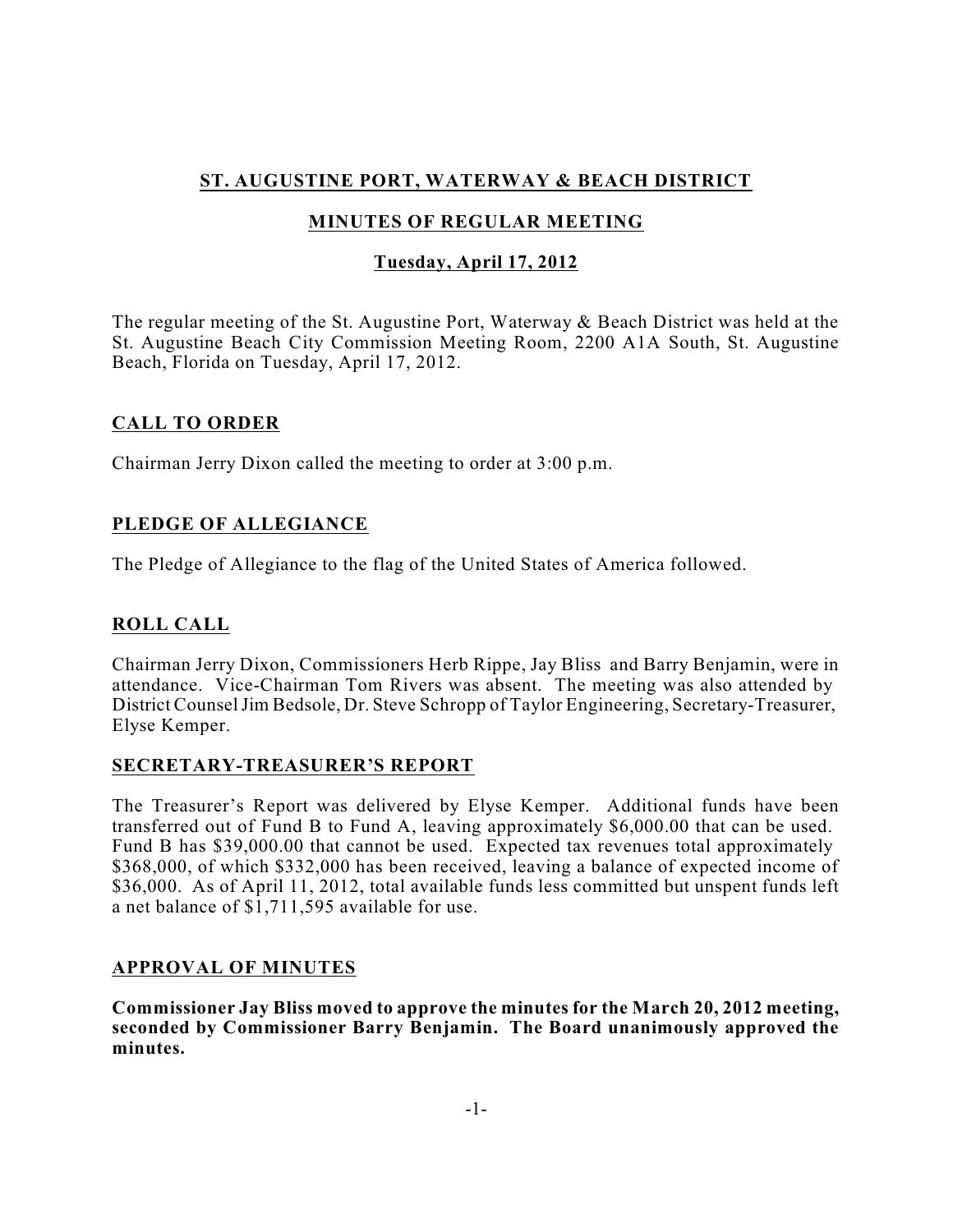# ST. AUGUSTINE PORT, WATERWAY & BEACH DISTRICT

## MINUTES OF REGULAR MEETING

### Tuesday, April 17, 2012

The regular meeting of the St. Augustine Port, Waterway & Beach District was held at the St. Augustine Beach City Commission Meeting Room, 2200 A1A South, St. Augustine Beach, Florida on Tuesday, April 17, 2012.

## CALL TO ORDER

Chairman Jerry Dixon called the meeting to order at 3:00 p.m.

## PLEDGE OF ALLEGIANCE

The Pledge of Allegiance to the flag of the United States of America followed.

## ROLL CALL

Chairman Jerry Dixon, Commissioners Herb Rippe, Jay Bliss and Barry Benjamin, were in attendance. Vice-Chairman Tom Rivers was absent. The meeting was also attended by District Counsel Jim Bedsole, Dr. Steve Schropp of Taylor Engineering, Secretary-Treasurer, Elyse Kemper.

## SECRETARY-TREASURER'S REPORT

The Treasurer's Report was delivered by Elyse Kemper. Additional funds have been transferred out of Fund B to Fund A, leaving approximately $6,000.00 that can be used. Fund B has $39,000.00 that cannot be used. Expected tax revenues total approximately $368,000, of which $332,000 has been received, leaving a balance of expected income of $36,000. As of April 11, 2012, total available funds less committed but unspent funds left a net balance of $1,711,595 available for use.

## APPROVAL OF MINUTES

**Commissioner Jay Bliss moved to approve the minutes for the March 20, 2012 meeting, seconded by Commissioner Barry Benjamin. The Board unanimously approved the minutes.**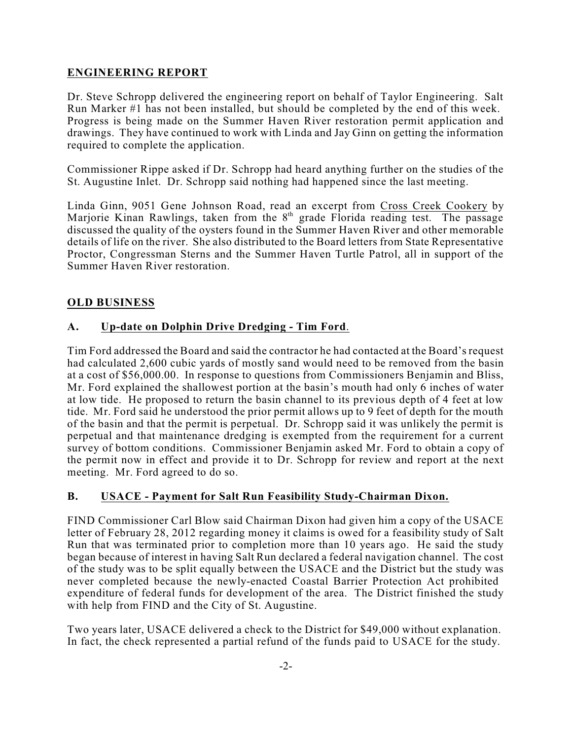## ENGINEERING REPORT

Dr. Steve Schropp delivered the engineering report on behalf of Taylor Engineering. Salt Run Marker #1 has not been installed, but should be completed by the end of this week. Progress is being made on the Summer Haven River restoration permit application and drawings. They have continued to work with Linda and Jay Ginn on getting the information required to complete the application.

Commissioner Rippe asked if Dr. Schropp had heard anything further on the studies of the St. Augustine Inlet. Dr. Schropp said nothing had happened since the last meeting.

Linda Ginn, 9051 Gene Johnson Road, read an excerpt from Cross Creek Cookery by Marjorie Kinan Rawlings, taken from the 8th grade Florida reading test. The passage discussed the quality of the oysters found in the Summer Haven River and other memorable details of life on the river. She also distributed to the Board letters from State Representative Proctor, Congressman Sterns and the Summer Haven Turtle Patrol, all in support of the Summer Haven River restoration.

## OLD BUSINESS

### A. Up-date on Dolphin Drive Dredging - Tim Ford.

Tim Ford addressed the Board and said the contractor he had contacted at the Board's request had calculated 2,600 cubic yards of mostly sand would need to be removed from the basin at a cost of $56,000.00. In response to questions from Commissioners Benjamin and Bliss, Mr. Ford explained the shallowest portion at the basin's mouth had only 6 inches of water at low tide. He proposed to return the basin channel to its previous depth of 4 feet at low tide. Mr. Ford said he understood the prior permit allows up to 9 feet of depth for the mouth of the basin and that the permit is perpetual. Dr. Schropp said it was unlikely the permit is perpetual and that maintenance dredging is exempted from the requirement for a current survey of bottom conditions. Commissioner Benjamin asked Mr. Ford to obtain a copy of the permit now in effect and provide it to Dr. Schropp for review and report at the next meeting. Mr. Ford agreed to do so.

### B. USACE - Payment for Salt Run Feasibility Study-Chairman Dixon.

FIND Commissioner Carl Blow said Chairman Dixon had given him a copy of the USACE letter of February 28, 2012 regarding money it claims is owed for a feasibility study of Salt Run that was terminated prior to completion more than 10 years ago. He said the study began because of interest in having Salt Run declared a federal navigation channel. The cost of the study was to be split equally between the USACE and the District but the study was never completed because the newly-enacted Coastal Barrier Protection Act prohibited expenditure of federal funds for development of the area. The District finished the study with help from FIND and the City of St. Augustine.

Two years later, USACE delivered a check to the District for $49,000 without explanation. In fact, the check represented a partial refund of the funds paid to USACE for the study.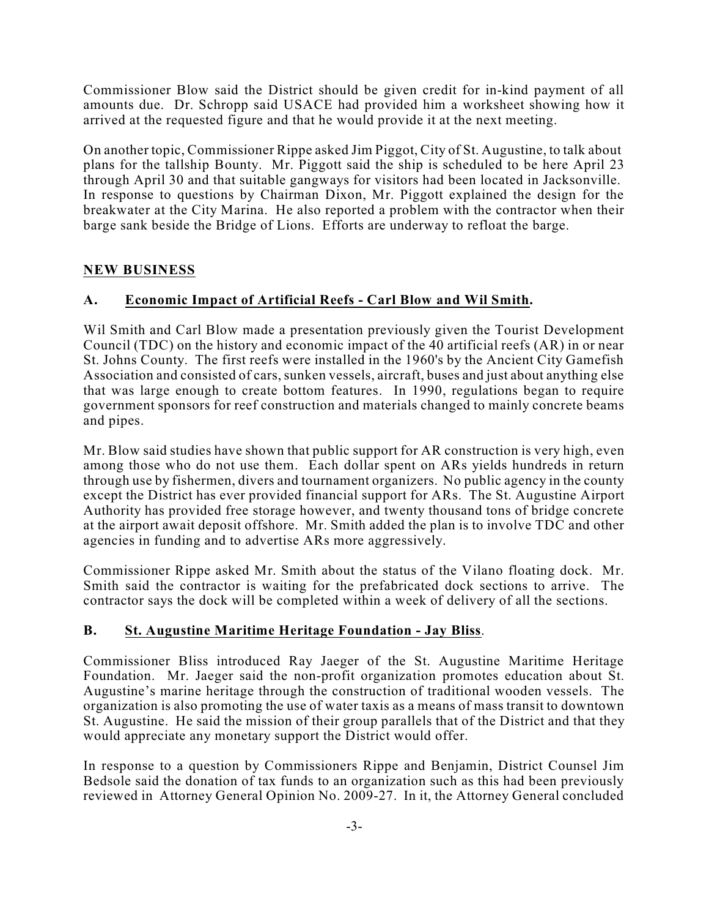Commissioner Blow said the District should be given credit for in-kind payment of all amounts due. Dr. Schropp said USACE had provided him a worksheet showing how it arrived at the requested figure and that he would provide it at the next meeting.

On another topic, Commissioner Rippe asked Jim Piggot, City of St. Augustine, to talk about plans for the tallship Bounty. Mr. Piggott said the ship is scheduled to be here April 23 through April 30 and that suitable gangways for visitors had been located in Jacksonville. In response to questions by Chairman Dixon, Mr. Piggott explained the design for the breakwater at the City Marina. He also reported a problem with the contractor when their barge sank beside the Bridge of Lions. Efforts are underway to refloat the barge.

## NEW BUSINESS

### A. Economic Impact of Artificial Reefs - Carl Blow and Wil Smith.

Wil Smith and Carl Blow made a presentation previously given the Tourist Development Council (TDC) on the history and economic impact of the 40 artificial reefs (AR) in or near St. Johns County. The first reefs were installed in the 1960's by the Ancient City Gamefish Association and consisted of cars, sunken vessels, aircraft, buses and just about anything else that was large enough to create bottom features. In 1990, regulations began to require government sponsors for reef construction and materials changed to mainly concrete beams and pipes.

Mr. Blow said studies have shown that public support for AR construction is very high, even among those who do not use them. Each dollar spent on ARs yields hundreds in return through use by fishermen, divers and tournament organizers. No public agency in the county except the District has ever provided financial support for ARs. The St. Augustine Airport Authority has provided free storage however, and twenty thousand tons of bridge concrete at the airport await deposit offshore. Mr. Smith added the plan is to involve TDC and other agencies in funding and to advertise ARs more aggressively.

Commissioner Rippe asked Mr. Smith about the status of the Vilano floating dock. Mr. Smith said the contractor is waiting for the prefabricated dock sections to arrive. The contractor says the dock will be completed within a week of delivery of all the sections.

### B. St. Augustine Maritime Heritage Foundation - Jay Bliss.

Commissioner Bliss introduced Ray Jaeger of the St. Augustine Maritime Heritage Foundation. Mr. Jaeger said the non-profit organization promotes education about St. Augustine's marine heritage through the construction of traditional wooden vessels. The organization is also promoting the use of water taxis as a means of mass transit to downtown St. Augustine. He said the mission of their group parallels that of the District and that they would appreciate any monetary support the District would offer.

In response to a question by Commissioners Rippe and Benjamin, District Counsel Jim Bedsole said the donation of tax funds to an organization such as this had been previously reviewed in Attorney General Opinion No. 2009-27. In it, the Attorney General concluded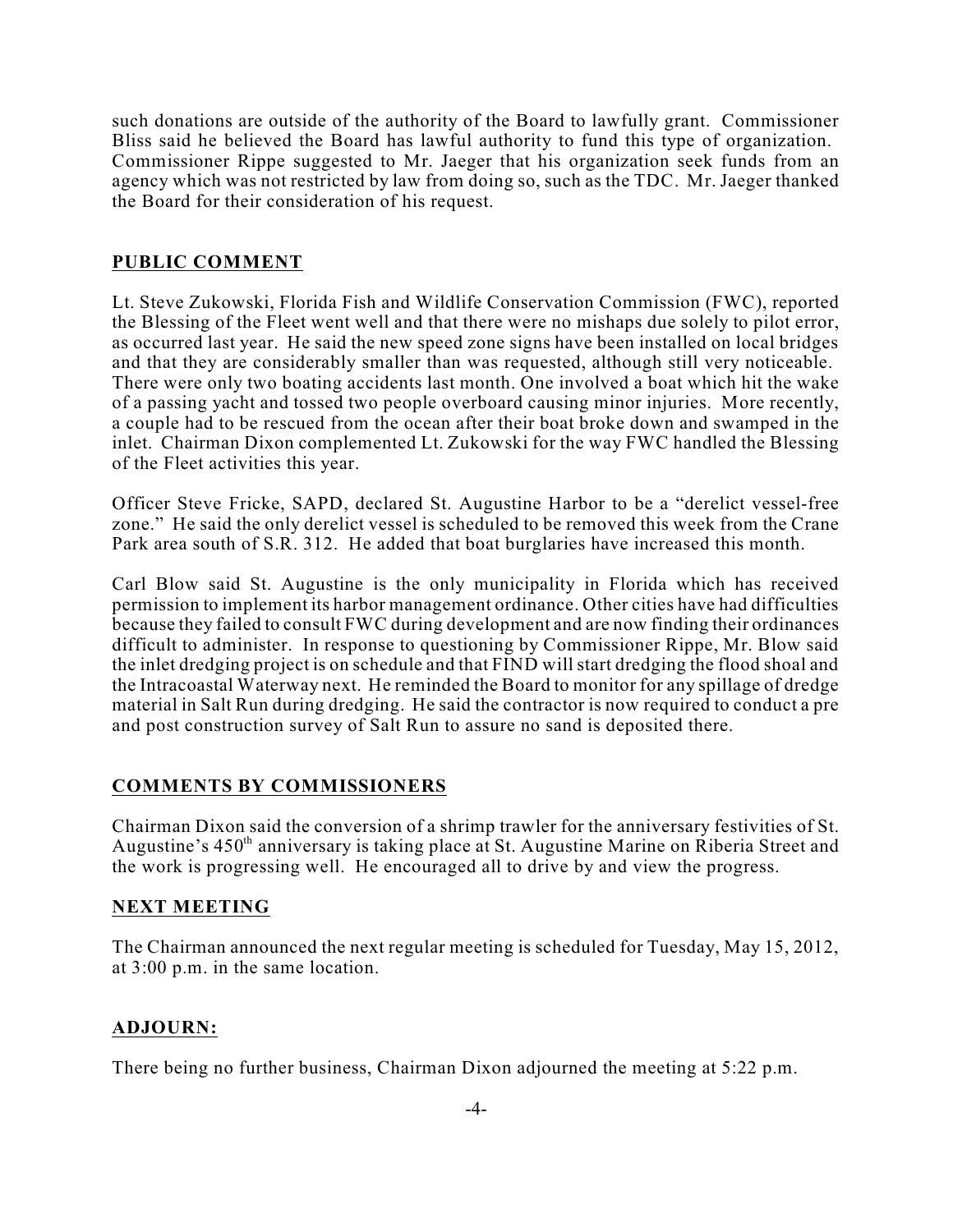such donations are outside of the authority of the Board to lawfully grant. Commissioner Bliss said he believed the Board has lawful authority to fund this type of organization. Commissioner Rippe suggested to Mr. Jaeger that his organization seek funds from an agency which was not restricted by law from doing so, such as the TDC. Mr. Jaeger thanked the Board for their consideration of his request.

## PUBLIC COMMENT

Lt. Steve Zukowski, Florida Fish and Wildlife Conservation Commission (FWC), reported the Blessing of the Fleet went well and that there were no mishaps due solely to pilot error, as occurred last year. He said the new speed zone signs have been installed on local bridges and that they are considerably smaller than was requested, although still very noticeable. There were only two boating accidents last month. One involved a boat which hit the wake of a passing yacht and tossed two people overboard causing minor injuries. More recently, a couple had to be rescued from the ocean after their boat broke down and swamped in the inlet. Chairman Dixon complemented Lt. Zukowski for the way FWC handled the Blessing of the Fleet activities this year.

Officer Steve Fricke, SAPD, declared St. Augustine Harbor to be a "derelict vessel-free zone." He said the only derelict vessel is scheduled to be removed this week from the Crane Park area south of S.R. 312. He added that boat burglaries have increased this month.

Carl Blow said St. Augustine is the only municipality in Florida which has received permission to implement its harbor management ordinance. Other cities have had difficulties because they failed to consult FWC during development and are now finding their ordinances difficult to administer. In response to questioning by Commissioner Rippe, Mr. Blow said the inlet dredging project is on schedule and that FIND will start dredging the flood shoal and the Intracoastal Waterway next. He reminded the Board to monitor for any spillage of dredge material in Salt Run during dredging. He said the contractor is now required to conduct a pre and post construction survey of Salt Run to assure no sand is deposited there.

## COMMENTS BY COMMISSIONERS

Chairman Dixon said the conversion of a shrimp trawler for the anniversary festivities of St. Augustine's 450th anniversary is taking place at St. Augustine Marine on Riberia Street and the work is progressing well. He encouraged all to drive by and view the progress.

## NEXT MEETING

The Chairman announced the next regular meeting is scheduled for Tuesday, May 15, 2012, at 3:00 p.m. in the same location.

## ADJOURN:

There being no further business, Chairman Dixon adjourned the meeting at 5:22 p.m.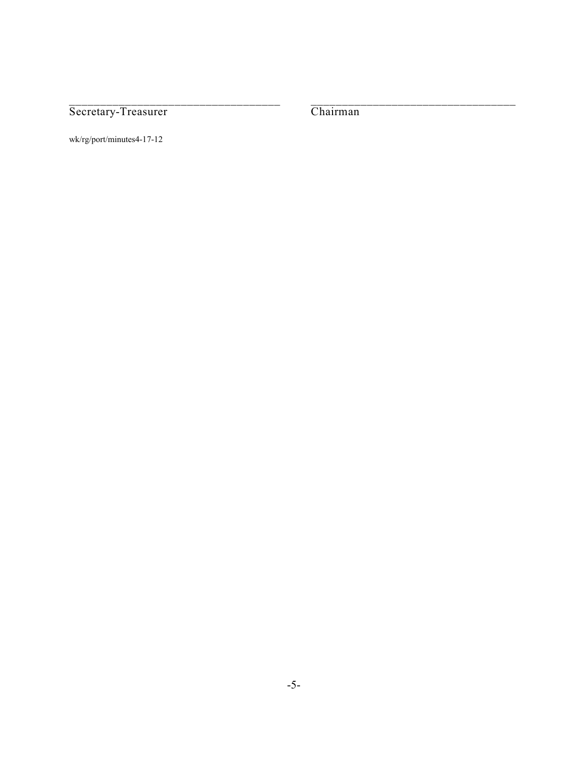| | |
|---|---|
| ____________________________________ | ____________________________________ |
| Secretary-Treasurer | Chairman |

wk/rg/port/minutes4-17-12